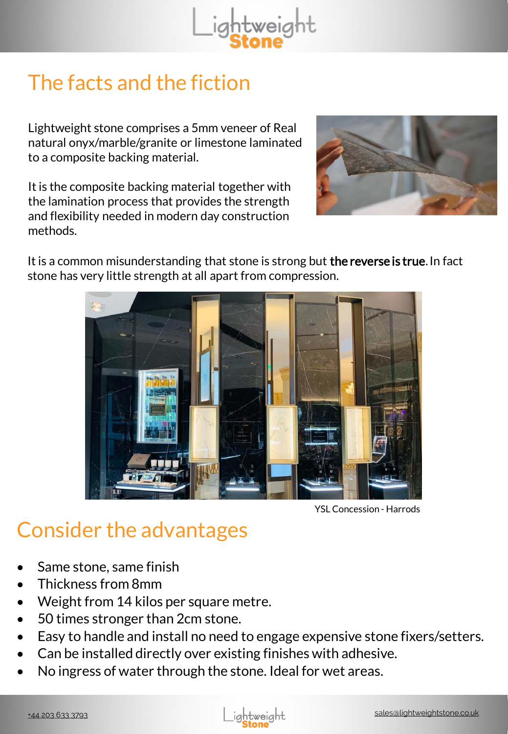# The facts and the fiction

Lightweight stone comprises a 5mm veneer of Real natural onyx/marble/granite or limestone laminated to a composite backing material.

It is the composite backing material together with the lamination process that provides the strength and flexibility needed in modern day construction methods.

It is a common misunderstanding that stone is strong but **the reverse is true**. In fact stone has very little strength at all apart from compression.

YSL Concession - Harrods

# Consider the advantages

- Same stone, same finish
- Thickness from 8mm
- Weight from 14 kilos per square metre.
- 50 times stronger than 2cm stone.
- Easy to handle and install no need to engage expensive stone fixers/setters.
- Can be installed directly over existing finishes with adhesive.
- No ingress of water through the stone. Ideal for wet areas.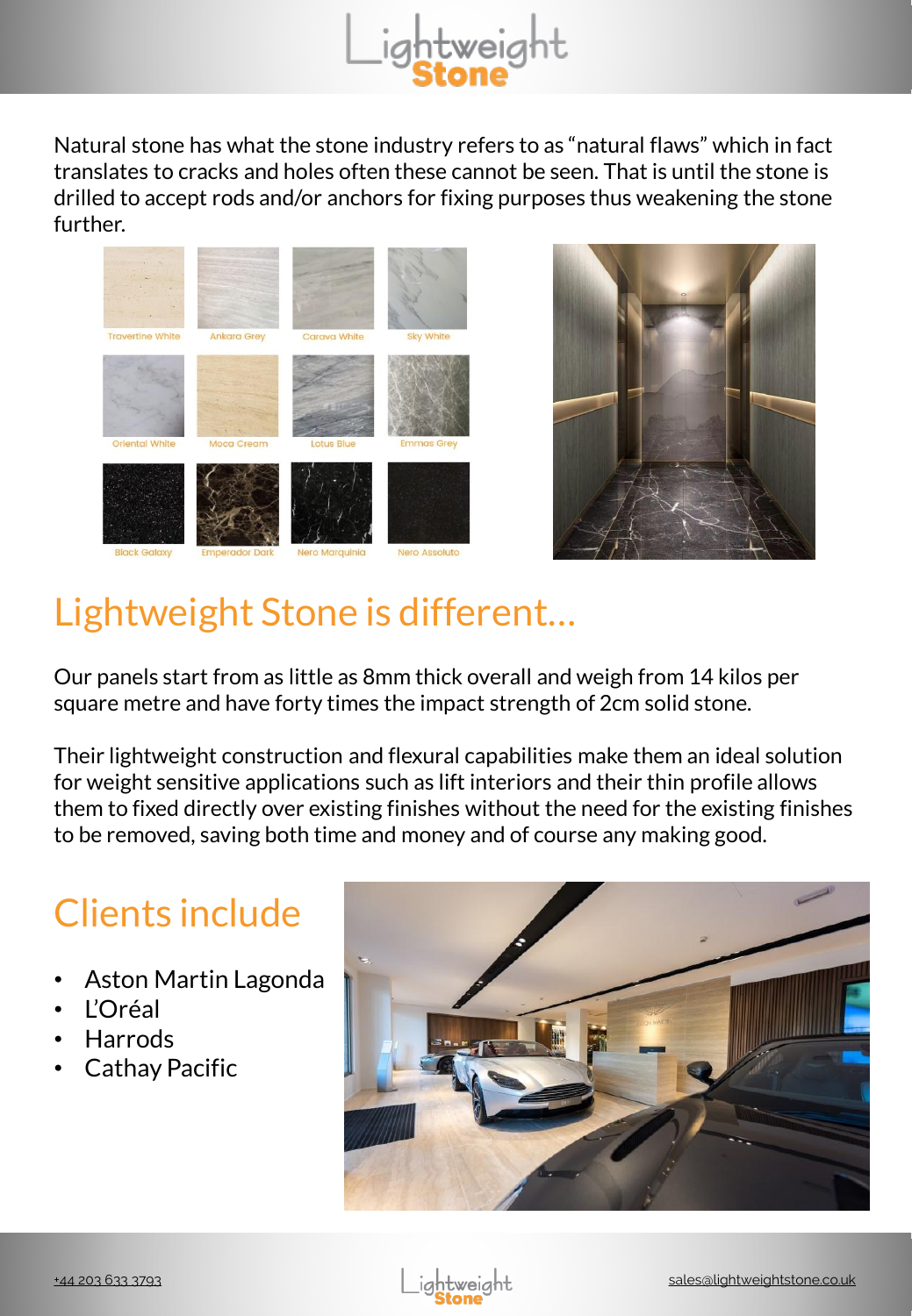Natural stone has what the stone industry refers to as "natural flaws" which in fact translates to cracks and holes often these cannot be seen. That is until the stone is drilled to accept rods and/or anchors for fixing purposes thus weakening the stone further.

Travertine White
Ankara Grey
Carava White
Sky White
Oriental White
Moca Cream
Lotus Blue
Emmas Grey
Black Galaxy
Emperador Dark
Nero Marquinia
Nero Assoluto

## Lightweight Stone is different...

Our panels start from as little as 8mm thick overall and weigh from 14 kilos per square metre and have forty times the impact strength of 2cm solid stone.

Their lightweight construction and flexural capabilities make them an ideal solution for weight sensitive applications such as lift interiors and their thin profile allows them to fixed directly over existing finishes without the need for the existing finishes to be removed, saving both time and money and of course any making good.

## Clients include

- Aston Martin Lagonda
- L'Oréal
- Harrods
- Cathay Pacific

+44 203 633 3793

sales@lightweightstone.co.uk